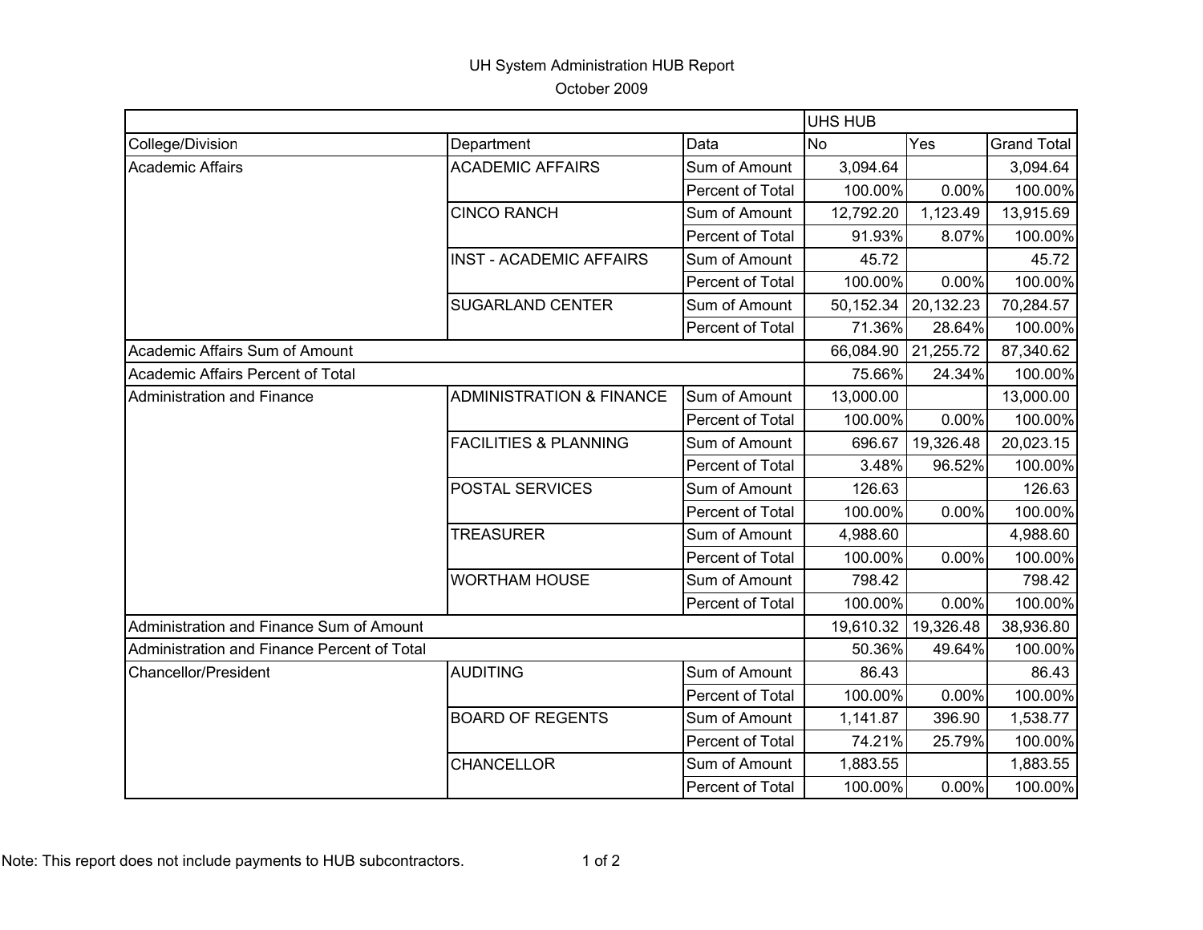# UH System Administration HUB Report

October 2009

| | | | UHS HUB | | |
|---|---|---|---|---|---|
| College/Division | Department | Data | No | Yes | Grand Total |
| Academic Affairs | ACADEMIC AFFAIRS | Sum of Amount | 3,094.64 | | 3,094.64 |
| | | Percent of Total | 100.00% | 0.00% | 100.00% |
| | CINCO RANCH | Sum of Amount | 12,792.20 | 1,123.49 | 13,915.69 |
| | | Percent of Total | 91.93% | 8.07% | 100.00% |
| | INST - ACADEMIC AFFAIRS | Sum of Amount | 45.72 | | 45.72 |
| | | Percent of Total | 100.00% | 0.00% | 100.00% |
| | SUGARLAND CENTER | Sum of Amount | 50,152.34 | 20,132.23 | 70,284.57 |
| | | Percent of Total | 71.36% | 28.64% | 100.00% |
| Academic Affairs Sum of Amount | | | 66,084.90 | 21,255.72 | 87,340.62 |
| Academic Affairs Percent of Total | | | 75.66% | 24.34% | 100.00% |
| Administration and Finance | ADMINISTRATION & FINANCE | Sum of Amount | 13,000.00 | | 13,000.00 |
| | | Percent of Total | 100.00% | 0.00% | 100.00% |
| | FACILITIES & PLANNING | Sum of Amount | 696.67 | 19,326.48 | 20,023.15 |
| | | Percent of Total | 3.48% | 96.52% | 100.00% |
| | POSTAL SERVICES | Sum of Amount | 126.63 | | 126.63 |
| | | Percent of Total | 100.00% | 0.00% | 100.00% |
| | TREASURER | Sum of Amount | 4,988.60 | | 4,988.60 |
| | | Percent of Total | 100.00% | 0.00% | 100.00% |
| | WORTHAM HOUSE | Sum of Amount | 798.42 | | 798.42 |
| | | Percent of Total | 100.00% | 0.00% | 100.00% |
| Administration and Finance Sum of Amount | | | 19,610.32 | 19,326.48 | 38,936.80 |
| Administration and Finance Percent of Total | | | 50.36% | 49.64% | 100.00% |
| Chancellor/President | AUDITING | Sum of Amount | 86.43 | | 86.43 |
| | | Percent of Total | 100.00% | 0.00% | 100.00% |
| | BOARD OF REGENTS | Sum of Amount | 1,141.87 | 396.90 | 1,538.77 |
| | | Percent of Total | 74.21% | 25.79% | 100.00% |
| | CHANCELLOR | Sum of Amount | 1,883.55 | | 1,883.55 |
| | | Percent of Total | 100.00% | 0.00% | 100.00% |

Note: This report does not include payments to HUB subcontractors.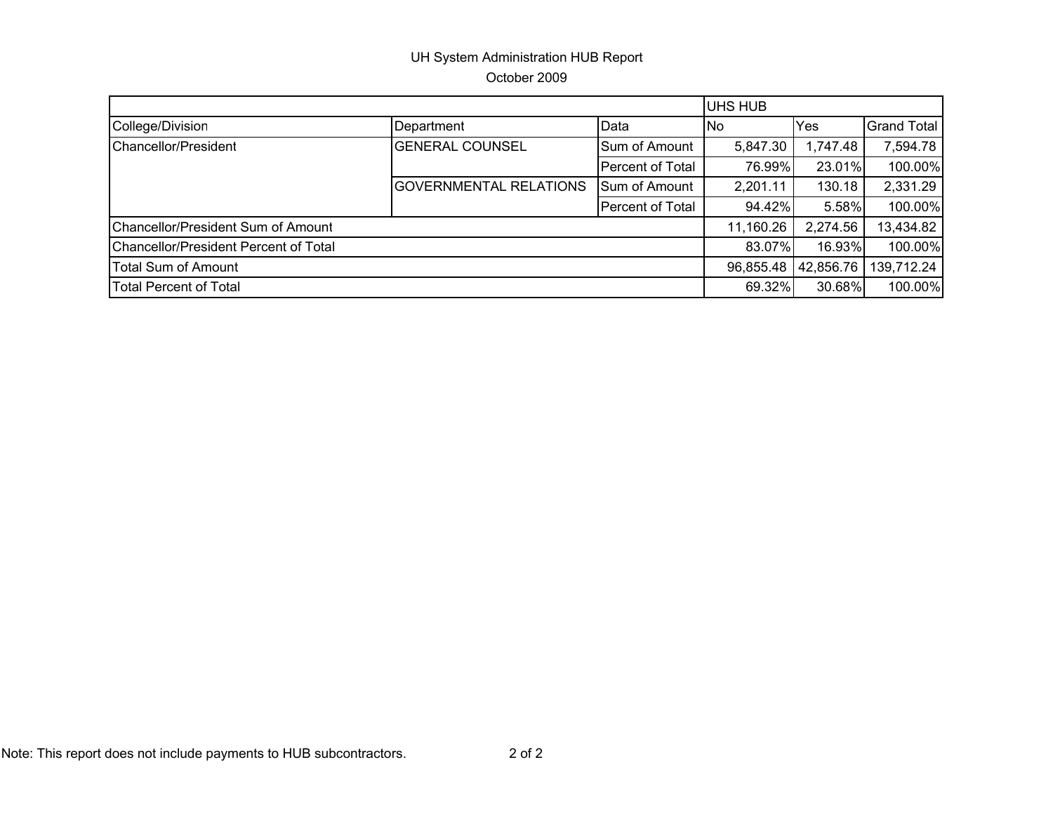UH System Administration HUB Report

October 2009

| | | | UHS HUB | | |
|---|---|---|---|---|---|
| College/Division | Department | Data | No | Yes | Grand Total |
| Chancellor/President | GENERAL COUNSEL | Sum of Amount | 5,847.30 | 1,747.48 | 7,594.78 |
| | | Percent of Total | 76.99% | 23.01% | 100.00% |
| | GOVERNMENTAL RELATIONS | Sum of Amount | 2,201.11 | 130.18 | 2,331.29 |
| | | Percent of Total | 94.42% | 5.58% | 100.00% |
| Chancellor/President Sum of Amount | | | 11,160.26 | 2,274.56 | 13,434.82 |
| Chancellor/President Percent of Total | | | 83.07% | 16.93% | 100.00% |
| Total Sum of Amount | | | 96,855.48 | 42,856.76 | 139,712.24 |
| Total Percent of Total | | | 69.32% | 30.68% | 100.00% |

Note: This report does not include payments to HUB subcontractors.